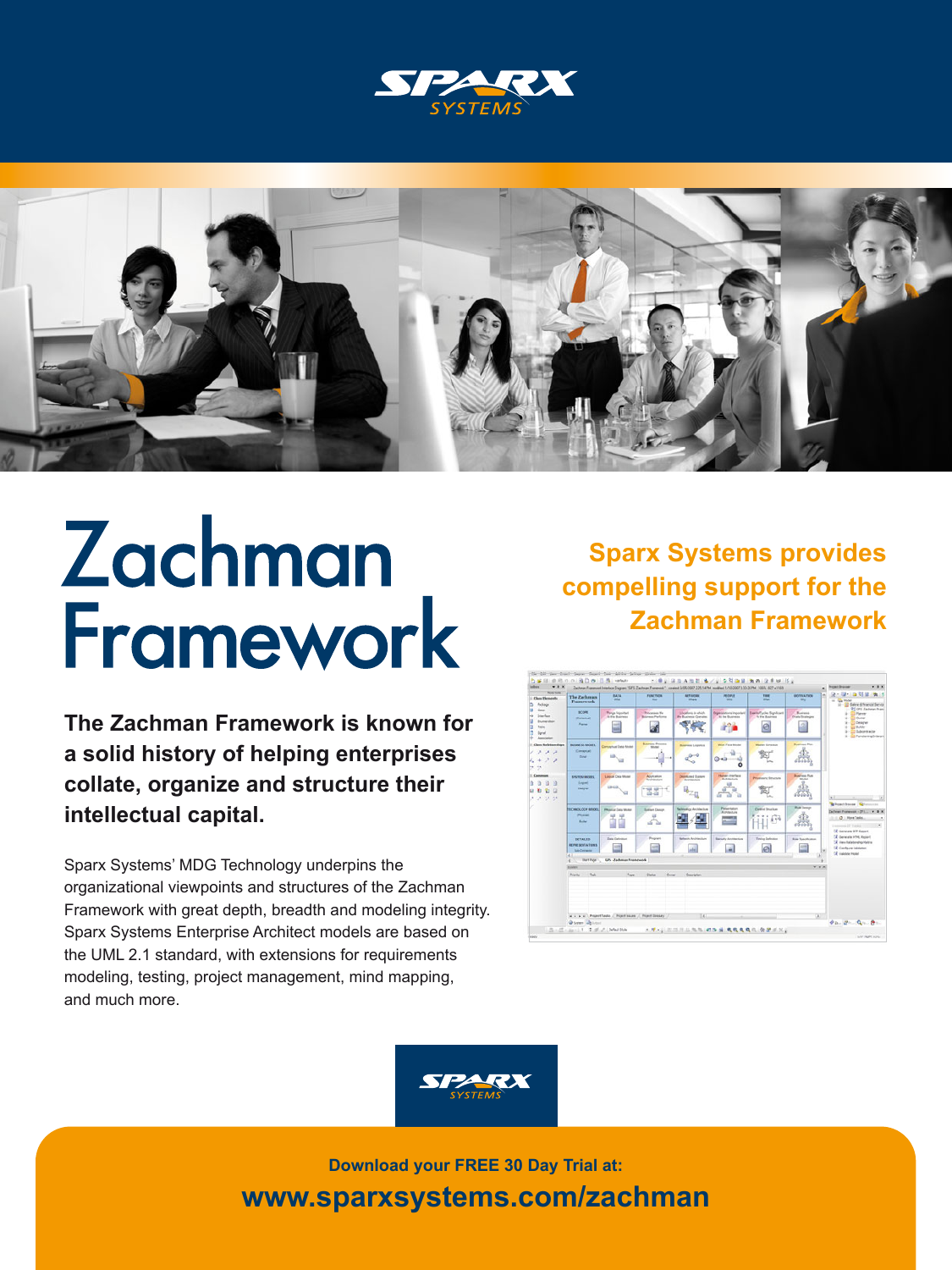SPARX SYSTEMS

# Zachman Framework

## Sparx Systems provides compelling support for the Zachman Framework

**The Zachman Framework is known for a solid history of helping enterprises collate, organize and structure their intellectual capital.**

Sparx Systems' MDG Technology underpins the organizational viewpoints and structures of the Zachman Framework with great depth, breadth and modeling integrity. Sparx Systems Enterprise Architect models are based on the UML 2.1 standard, with extensions for requirements modeling, testing, project management, mind mapping, and much more.

SPARX SYSTEMS

**Download your FREE 30 Day Trial at:**

**www.sparxsystems.com/zachman**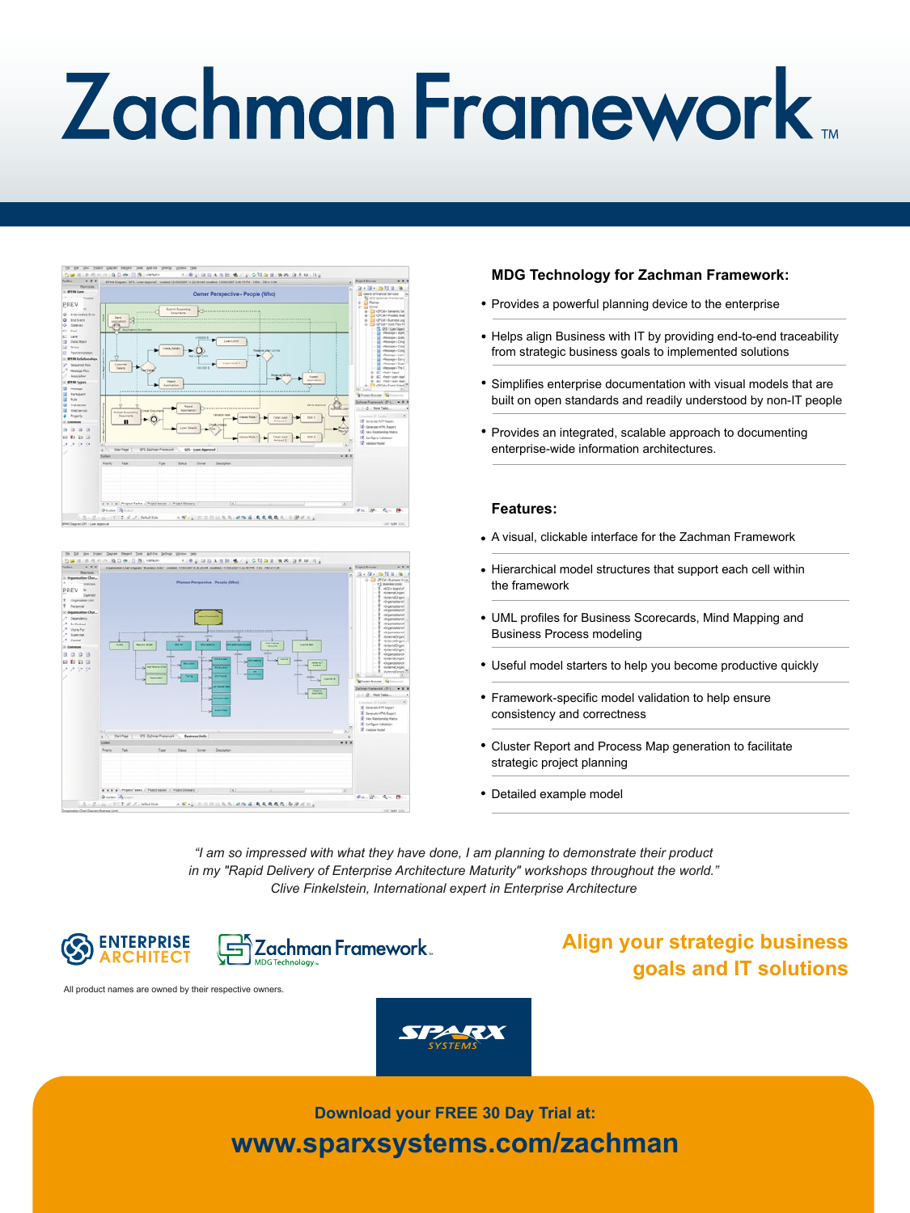# Zachman Framework™

## MDG Technology for Zachman Framework:

- Provides a powerful planning device to the enterprise
- Helps align Business with IT by providing end-to-end traceability from strategic business goals to implemented solutions
- Simplifies enterprise documentation with visual models that are built on open standards and readily understood by non-IT people
- Provides an integrated, scalable approach to documenting enterprise-wide information architectures.

## Features:

- A visual, clickable interface for the Zachman Framework
- Hierarchical model structures that support each cell within the framework
- UML profiles for Business Scorecards, Mind Mapping and Business Process modeling
- Useful model starters to help you become productive quickly
- Framework-specific model validation to help ensure consistency and correctness
- Cluster Report and Process Map generation to facilitate strategic project planning
- Detailed example model

*"I am so impressed with what they have done, I am planning to demonstrate their product in my "Rapid Delivery of Enterprise Architecture Maturity" workshops throughout the world."*
*Clive Finkelstein, International expert in Enterprise Architecture*

ENTERPRISE ARCHITECT

Zachman Framework MDG Technology

**Align your strategic business goals and IT solutions**

All product names are owned by their respective owners.

SPARX SYSTEMS

**Download your FREE 30 Day Trial at:**

**www.sparxsystems.com/zachman**